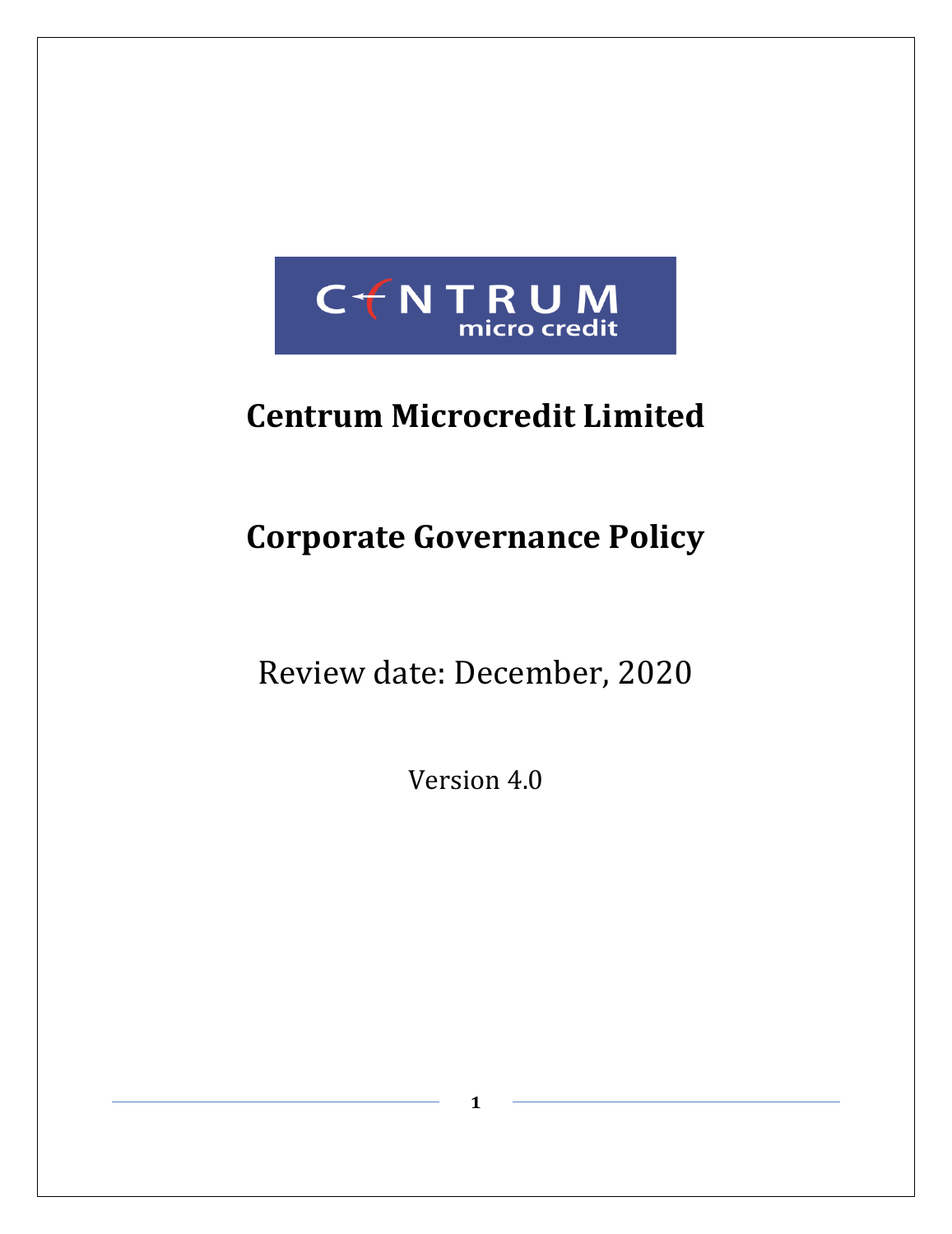# Centrum Microcredit Limited

# Corporate Governance Policy

Review date: December, 2020

Version 4.0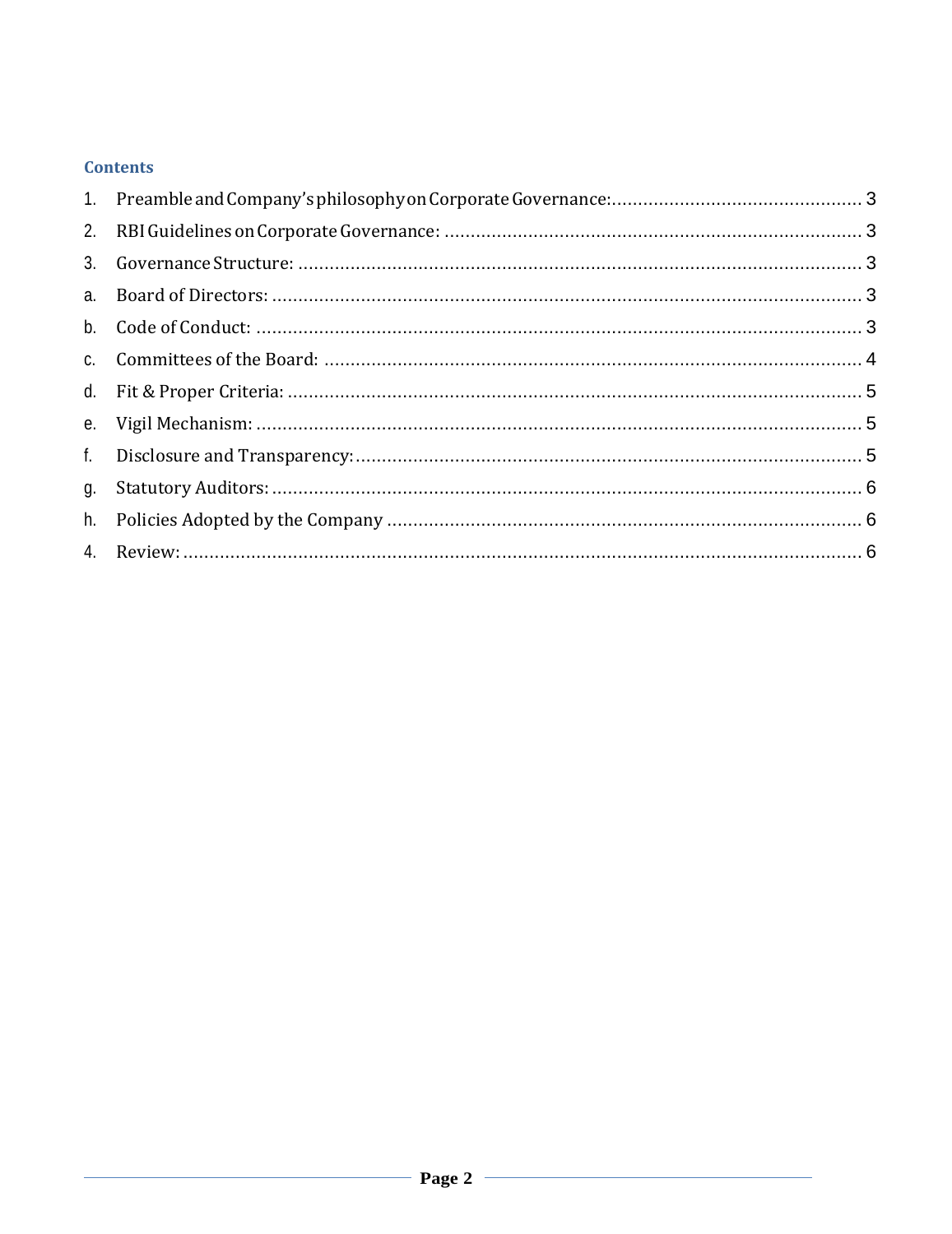## Contents

1. Preamble and Company's philosophy on Corporate Governance: ...... 3
2. RBI Guidelines on Corporate Governance: ...... 3
3. Governance Structure: ...... 3

a. Board of Directors: ...... 3

b. Code of Conduct: ...... 3

c. Committees of the Board: ...... 4

d. Fit & Proper Criteria: ...... 5

e. Vigil Mechanism: ...... 5

f. Disclosure and Transparency: ...... 5

g. Statutory Auditors: ...... 6

h. Policies Adopted by the Company ...... 6

4. Review: ...... 6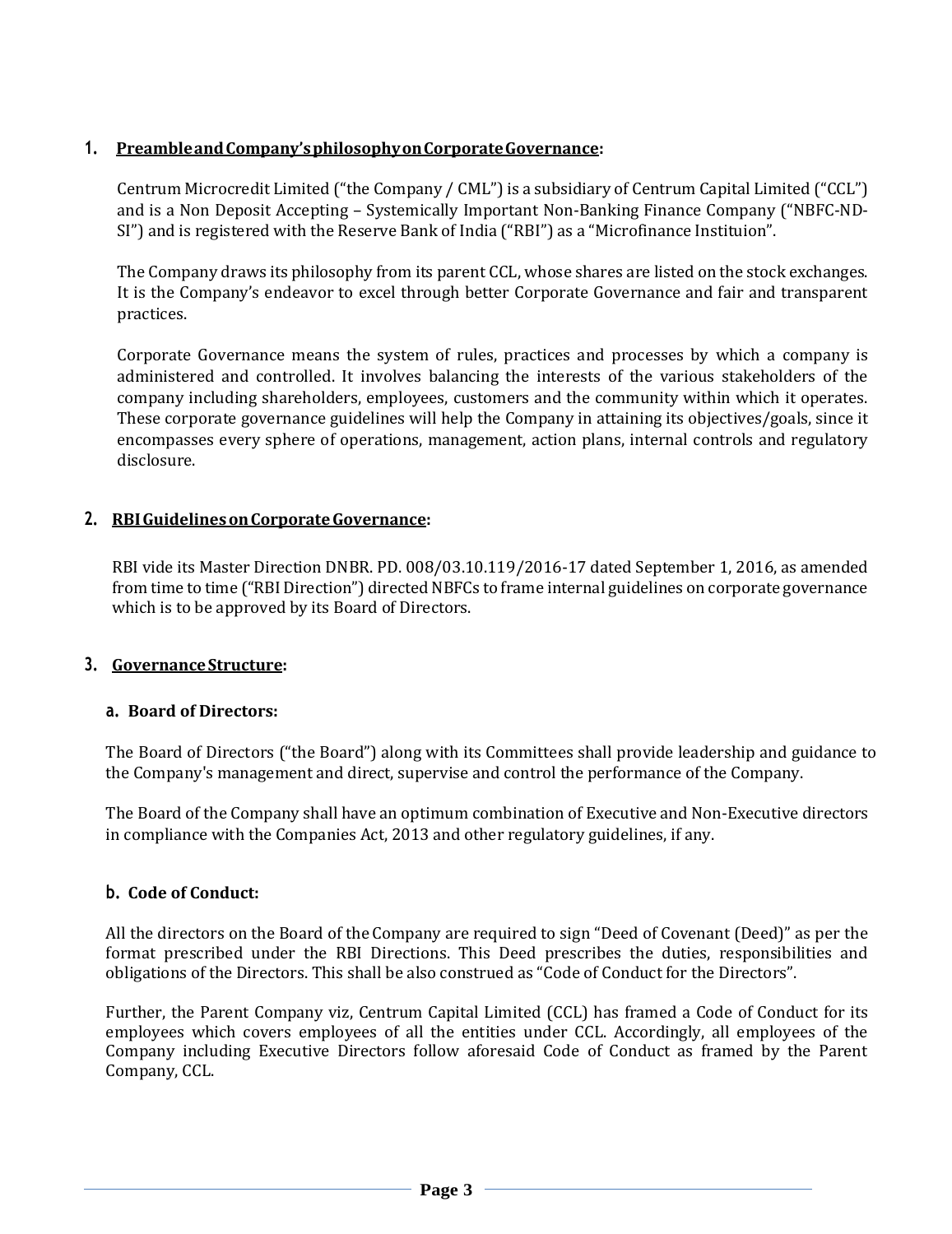## 1. Preamble and Company's philosophy on Corporate Governance:

Centrum Microcredit Limited ("the Company / CML") is a subsidiary of Centrum Capital Limited ("CCL") and is a Non Deposit Accepting – Systemically Important Non-Banking Finance Company ("NBFC-ND-SI") and is registered with the Reserve Bank of India ("RBI") as a "Microfinance Instituion".

The Company draws its philosophy from its parent CCL, whose shares are listed on the stock exchanges. It is the Company's endeavor to excel through better Corporate Governance and fair and transparent practices.

Corporate Governance means the system of rules, practices and processes by which a company is administered and controlled. It involves balancing the interests of the various stakeholders of the company including shareholders, employees, customers and the community within which it operates. These corporate governance guidelines will help the Company in attaining its objectives/goals, since it encompasses every sphere of operations, management, action plans, internal controls and regulatory disclosure.

## 2. RBI Guidelines on Corporate Governance:

RBI vide its Master Direction DNBR. PD. 008/03.10.119/2016-17 dated September 1, 2016, as amended from time to time ("RBI Direction") directed NBFCs to frame internal guidelines on corporate governance which is to be approved by its Board of Directors.

## 3. Governance Structure:

### a. Board of Directors:

The Board of Directors ("the Board") along with its Committees shall provide leadership and guidance to the Company's management and direct, supervise and control the performance of the Company.

The Board of the Company shall have an optimum combination of Executive and Non-Executive directors in compliance with the Companies Act, 2013 and other regulatory guidelines, if any.

### b. Code of Conduct:

All the directors on the Board of the Company are required to sign "Deed of Covenant (Deed)" as per the format prescribed under the RBI Directions. This Deed prescribes the duties, responsibilities and obligations of the Directors. This shall be also construed as "Code of Conduct for the Directors".

Further, the Parent Company viz, Centrum Capital Limited (CCL) has framed a Code of Conduct for its employees which covers employees of all the entities under CCL. Accordingly, all employees of the Company including Executive Directors follow aforesaid Code of Conduct as framed by the Parent Company, CCL.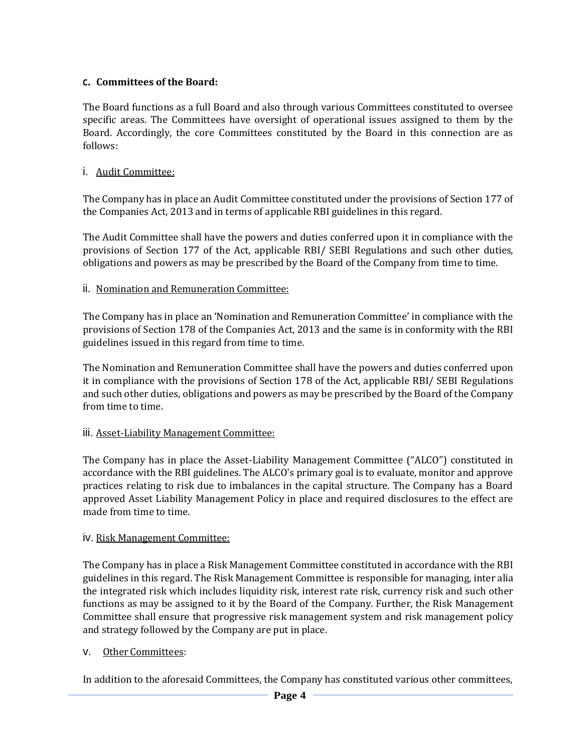### c. Committees of the Board:

The Board functions as a full Board and also through various Committees constituted to oversee specific areas. The Committees have oversight of operational issues assigned to them by the Board. Accordingly, the core Committees constituted by the Board in this connection are as follows:

i. Audit Committee:

The Company has in place an Audit Committee constituted under the provisions of Section 177 of the Companies Act, 2013 and in terms of applicable RBI guidelines in this regard.

The Audit Committee shall have the powers and duties conferred upon it in compliance with the provisions of Section 177 of the Act, applicable RBI/ SEBI Regulations and such other duties, obligations and powers as may be prescribed by the Board of the Company from time to time.

ii. Nomination and Remuneration Committee:

The Company has in place an 'Nomination and Remuneration Committee' in compliance with the provisions of Section 178 of the Companies Act, 2013 and the same is in conformity with the RBI guidelines issued in this regard from time to time.

The Nomination and Remuneration Committee shall have the powers and duties conferred upon it in compliance with the provisions of Section 178 of the Act, applicable RBI/ SEBI Regulations and such other duties, obligations and powers as may be prescribed by the Board of the Company from time to time.

iii. Asset-Liability Management Committee:

The Company has in place the Asset-Liability Management Committee ("ALCO") constituted in accordance with the RBI guidelines. The ALCO's primary goal is to evaluate, monitor and approve practices relating to risk due to imbalances in the capital structure. The Company has a Board approved Asset Liability Management Policy in place and required disclosures to the effect are made from time to time.

iv. Risk Management Committee:

The Company has in place a Risk Management Committee constituted in accordance with the RBI guidelines in this regard. The Risk Management Committee is responsible for managing, inter alia the integrated risk which includes liquidity risk, interest rate risk, currency risk and such other functions as may be assigned to it by the Board of the Company. Further, the Risk Management Committee shall ensure that progressive risk management system and risk management policy and strategy followed by the Company are put in place.

v. Other Committees:

In addition to the aforesaid Committees, the Company has constituted various other committees,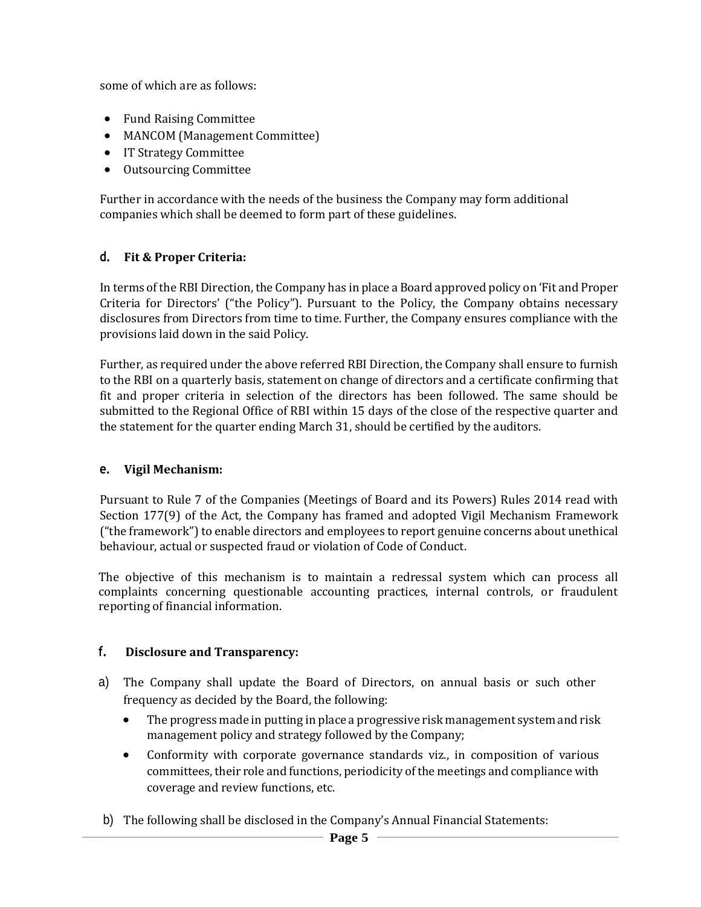some of which are as follows:

- Fund Raising Committee
- MANCOM (Management Committee)
- IT Strategy Committee
- Outsourcing Committee

Further in accordance with the needs of the business the Company may form additional companies which shall be deemed to form part of these guidelines.

### d. Fit & Proper Criteria:

In terms of the RBI Direction, the Company has in place a Board approved policy on 'Fit and Proper Criteria for Directors' ("the Policy"). Pursuant to the Policy, the Company obtains necessary disclosures from Directors from time to time. Further, the Company ensures compliance with the provisions laid down in the said Policy.

Further, as required under the above referred RBI Direction, the Company shall ensure to furnish to the RBI on a quarterly basis, statement on change of directors and a certificate confirming that fit and proper criteria in selection of the directors has been followed. The same should be submitted to the Regional Office of RBI within 15 days of the close of the respective quarter and the statement for the quarter ending March 31, should be certified by the auditors.

### e. Vigil Mechanism:

Pursuant to Rule 7 of the Companies (Meetings of Board and its Powers) Rules 2014 read with Section 177(9) of the Act, the Company has framed and adopted Vigil Mechanism Framework ("the framework") to enable directors and employees to report genuine concerns about unethical behaviour, actual or suspected fraud or violation of Code of Conduct.

The objective of this mechanism is to maintain a redressal system which can process all complaints concerning questionable accounting practices, internal controls, or fraudulent reporting of financial information.

### f. Disclosure and Transparency:

a) The Company shall update the Board of Directors, on annual basis or such other frequency as decided by the Board, the following:

- The progress made in putting in place a progressive risk management system and risk management policy and strategy followed by the Company;
- Conformity with corporate governance standards viz., in composition of various committees, their role and functions, periodicity of the meetings and compliance with coverage and review functions, etc.

b) The following shall be disclosed in the Company's Annual Financial Statements: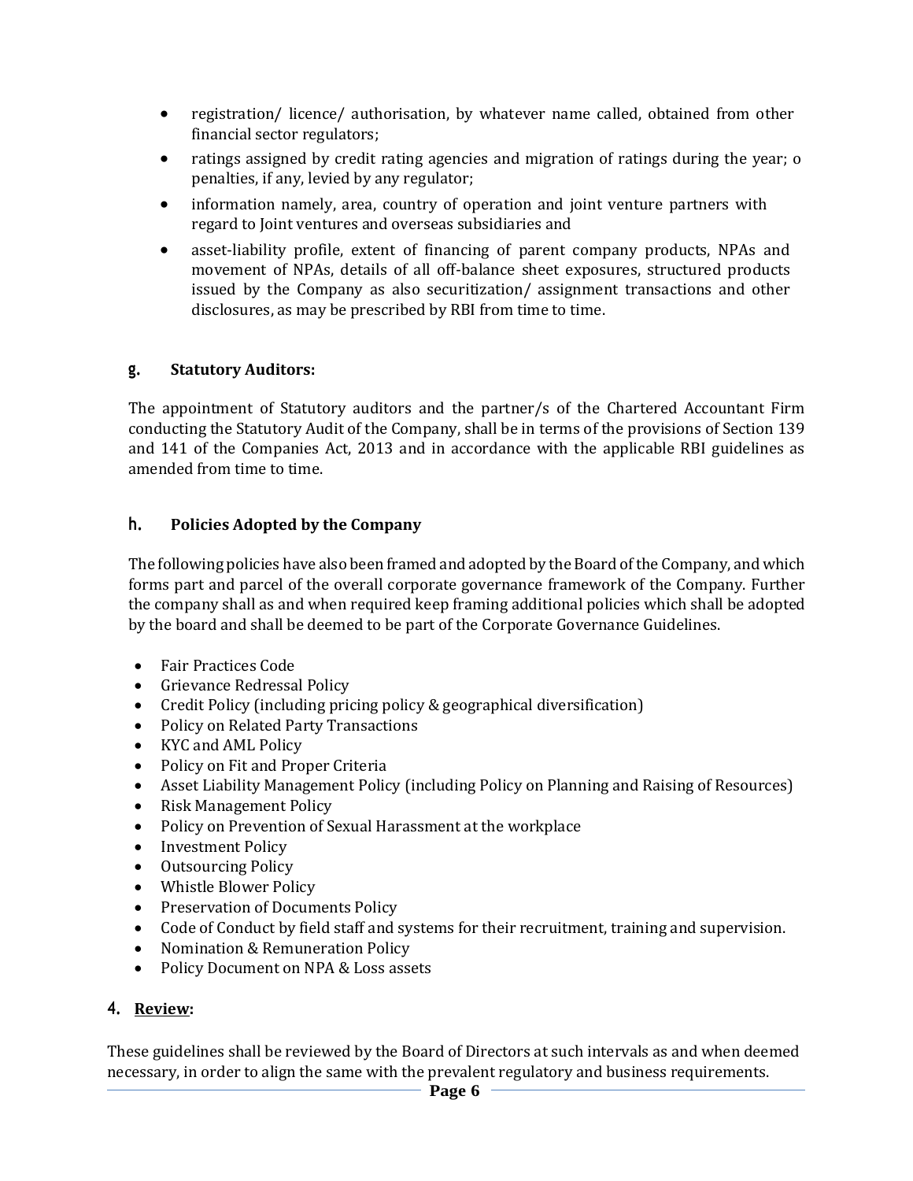- registration/ licence/ authorisation, by whatever name called, obtained from other financial sector regulators;
- ratings assigned by credit rating agencies and migration of ratings during the year; o penalties, if any, levied by any regulator;
- information namely, area, country of operation and joint venture partners with regard to Joint ventures and overseas subsidiaries and
- asset-liability profile, extent of financing of parent company products, NPAs and movement of NPAs, details of all off-balance sheet exposures, structured products issued by the Company as also securitization/ assignment transactions and other disclosures, as may be prescribed by RBI from time to time.

### g. Statutory Auditors:

The appointment of Statutory auditors and the partner/s of the Chartered Accountant Firm conducting the Statutory Audit of the Company, shall be in terms of the provisions of Section 139 and 141 of the Companies Act, 2013 and in accordance with the applicable RBI guidelines as amended from time to time.

### h. Policies Adopted by the Company

The following policies have also been framed and adopted by the Board of the Company, and which forms part and parcel of the overall corporate governance framework of the Company. Further the company shall as and when required keep framing additional policies which shall be adopted by the board and shall be deemed to be part of the Corporate Governance Guidelines.

- Fair Practices Code
- Grievance Redressal Policy
- Credit Policy (including pricing policy & geographical diversification)
- Policy on Related Party Transactions
- KYC and AML Policy
- Policy on Fit and Proper Criteria
- Asset Liability Management Policy (including Policy on Planning and Raising of Resources)
- Risk Management Policy
- Policy on Prevention of Sexual Harassment at the workplace
- Investment Policy
- Outsourcing Policy
- Whistle Blower Policy
- Preservation of Documents Policy
- Code of Conduct by field staff and systems for their recruitment, training and supervision.
- Nomination & Remuneration Policy
- Policy Document on NPA & Loss assets

## 4. Review:

These guidelines shall be reviewed by the Board of Directors at such intervals as and when deemed necessary, in order to align the same with the prevalent regulatory and business requirements.